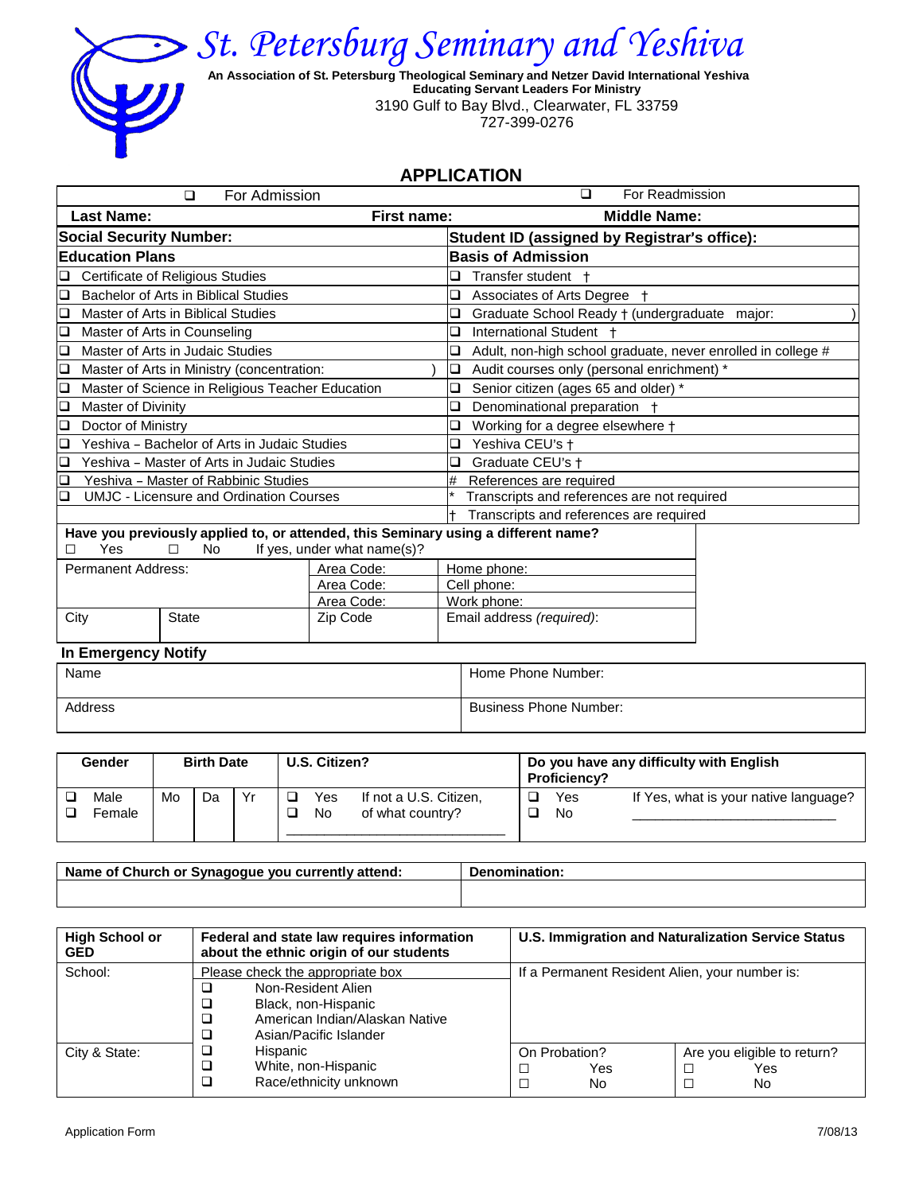# St. Petersburg Seminary and Yeshiva

**An Association of St. Petersburg Theological Seminary and Netzer David International Yeshiva**
**Educating Servant Leaders For Ministry**
3190 Gulf to Bay Blvd., Clearwater, FL 33759
727-399-0276

## APPLICATION

| ❑ For Admission | | ❑ For Readmission |
|---|---|---|
| **Last Name:** | **First name:** | **Middle Name:** |
| **Social Security Number:** | | **Student ID (assigned by Registrar's office):** |
| **Education Plans** | | **Basis of Admission** |
| ❑ Certificate of Religious Studies | | ❑ Transfer student † |
| ❑ Bachelor of Arts in Biblical Studies | | ❑ Associates of Arts Degree † |
| ❑ Master of Arts in Biblical Studies | | ❑ Graduate School Ready † (undergraduate major: ) |
| ❑ Master of Arts in Counseling | | ❑ International Student † |
| ❑ Master of Arts in Judaic Studies | | ❑ Adult, non-high school graduate, never enrolled in college # |
| ❑ Master of Arts in Ministry (concentration: ) | | ❑ Audit courses only (personal enrichment) * |
| ❑ Master of Science in Religious Teacher Education | | ❑ Senior citizen (ages 65 and older) * |
| ❑ Master of Divinity | | ❑ Denominational preparation † |
| ❑ Doctor of Ministry | | ❑ Working for a degree elsewhere † |
| ❑ Yeshiva – Bachelor of Arts in Judaic Studies | | ❑ Yeshiva CEU's † |
| ❑ Yeshiva – Master of Arts in Judaic Studies | | ❑ Graduate CEU's † |
| ❑ Yeshiva – Master of Rabbinic Studies | | # References are required |
| ❑ UMJC - Licensure and Ordination Courses | | * Transcripts and references are not required |
| | | † Transcripts and references are required |

**Have you previously applied to, or attended, this Seminary using a different name?**
☐ Yes ☐ No If yes, under what name(s)?

| Permanent Address: | | Area Code: | Home phone: |
|---|---|---|---|
| | | Area Code: | Cell phone: |
| | | Area Code: | Work phone: |
| City | State | Zip Code | Email address *(required)*: |

**In Emergency Notify**

| Name | Home Phone Number: |
|---|---|
| Address | Business Phone Number: |

| Gender | Birth Date | | | U.S. Citizen? | | Do you have any difficulty with English Proficiency? | |
|---|---|---|---|---|---|---|---|
| ❑ Male<br>❑ Female | Mo | Da | Yr | ❑ Yes<br>❑ No | If not a U.S. Citizen, of what country?<br>\_\_\_\_\_\_\_\_\_\_\_\_\_\_\_\_\_\_\_\_\_\_\_\_\_\_ | ❑ Yes<br>❑ No | If Yes, what is your native language?<br>\_\_\_\_\_\_\_\_\_\_\_\_\_\_\_\_\_\_\_\_\_\_\_\_\_\_ |

| Name of Church or Synagogue you currently attend: | Denomination: |
|---|---|
| | |

| High School or GED | Federal and state law requires information about the ethnic origin of our students | U.S. Immigration and Naturalization Service Status | |
|---|---|---|---|
| School: | Please check the appropriate box<br>❑ Non-Resident Alien<br>❑ Black, non-Hispanic<br>❑ American Indian/Alaskan Native<br>❑ Asian/Pacific Islander | If a Permanent Resident Alien, your number is: | |
| City & State: | ❑ Hispanic<br>❑ White, non-Hispanic<br>❑ Race/ethnicity unknown | On Probation?<br>☐ Yes<br>☐ No | Are you eligible to return?<br>☐ Yes<br>☐ No |

Application Form 7/08/13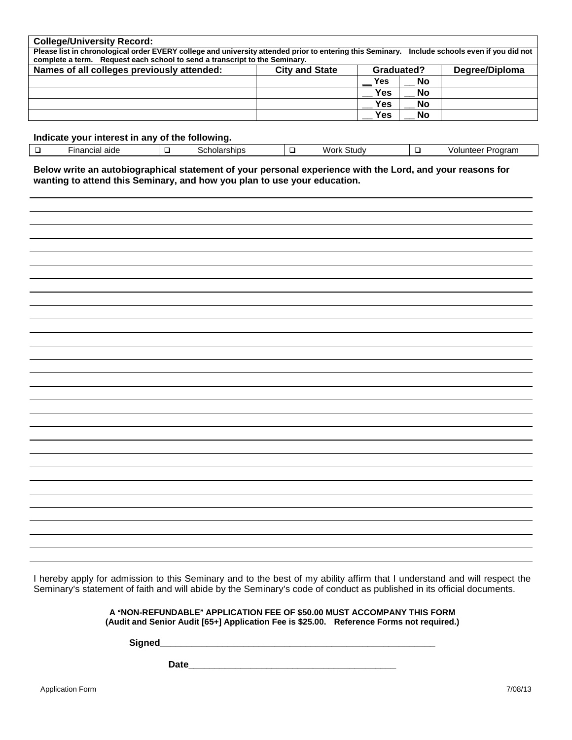**College/University Record:**

**Please list in chronological order EVERY college and university attended prior to entering this Seminary. Include schools even if you did not complete a term. Request each school to send a transcript to the Seminary.**

| Names of all colleges previously attended: | City and State | Graduated? | | Degree/Diploma |
|---|---|---|---|---|
| | | __ Yes | __ No | |
| | | __ Yes | __ No | |
| | | __ Yes | __ No | |
| | | __ Yes | __ No | |

**Indicate your interest in any of the following.**

| ❑ | Financial aide | ❑ | Scholarships | ❑ | Work Study | ❑ | Volunteer Program |
|---|---|---|---|---|---|---|---|

**Below write an autobiographical statement of your personal experience with the Lord, and your reasons for wanting to attend this Seminary, and how you plan to use your education.**

I hereby apply for admission to this Seminary and to the best of my ability affirm that I understand and will respect the Seminary's statement of faith and will abide by the Seminary's code of conduct as published in its official documents.

**A "NON-REFUNDABLE" APPLICATION FEE OF $50.00 MUST ACCOMPANY THIS FORM**
**(Audit and Senior Audit [65+] Application Fee is $25.00. Reference Forms not required.)**

**Signed**_______________________________________________________

**Date**_________________________________________

Application Form 7/08/13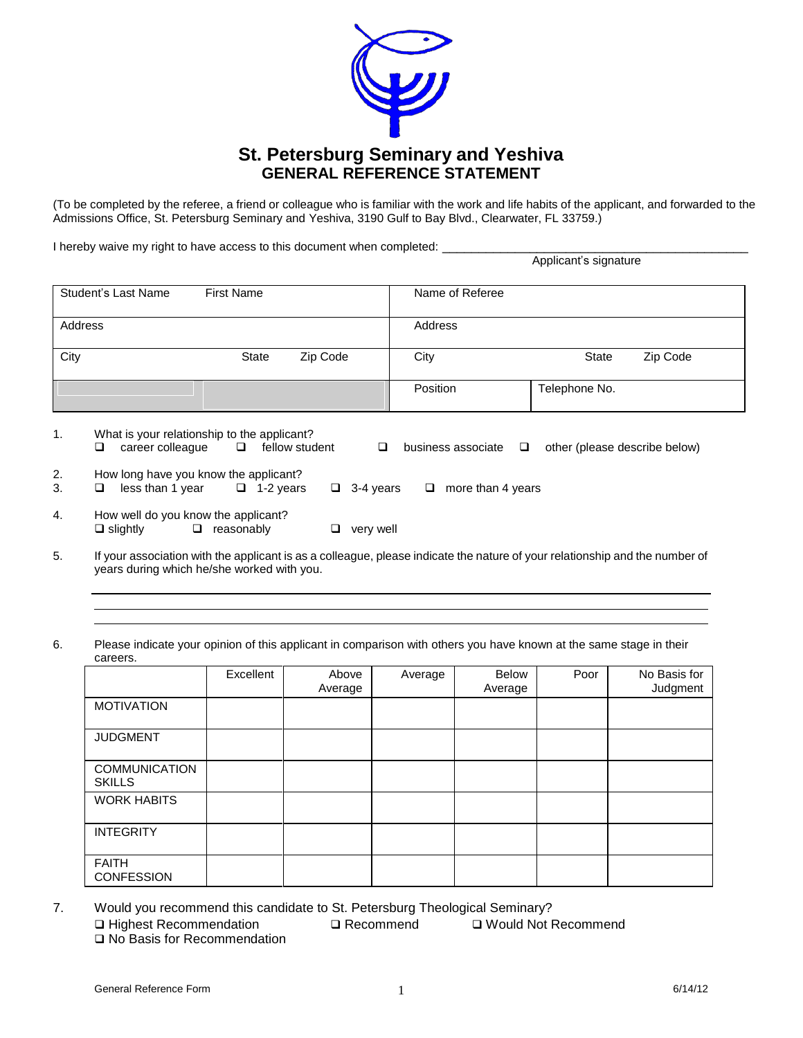# St. Petersburg Seminary and Yeshiva
## GENERAL REFERENCE STATEMENT

(To be completed by the referee, a friend or colleague who is familiar with the work and life habits of the applicant, and forwarded to the Admissions Office, St. Petersburg Seminary and Yeshiva, 3190 Gulf to Bay Blvd., Clearwater, FL 33759.)

I hereby waive my right to have access to this document when completed: ________________________________________________
Applicant's signature

| Student's Last Name First Name | Name of Referee | |
|---|---|---|
| Address | Address | |
| City State Zip Code | City State Zip Code | |
| | Position | Telephone No. |

1. What is your relationship to the applicant?
   - ❑ career colleague ❑ fellow student ❑ business associate ❑ other (please describe below)
2. How long have you know the applicant?
3. ❑ less than 1 year ❑ 1-2 years ❑ 3-4 years ❑ more than 4 years
4. How well do you know the applicant?
   - ❑ slightly ❑ reasonably ❑ very well
5. If your association with the applicant is as a colleague, please indicate the nature of your relationship and the number of years during which he/she worked with you.

______________________________________________________________________________

______________________________________________________________________________

______________________________________________________________________________

6. Please indicate your opinion of this applicant in comparison with others you have known at the same stage in their careers.

| | Excellent | Above Average | Average | Below Average | Poor | No Basis for Judgment |
|---|---|---|---|---|---|---|
| MOTIVATION | | | | | | |
| JUDGMENT | | | | | | |
| COMMUNICATION SKILLS | | | | | | |
| WORK HABITS | | | | | | |
| INTEGRITY | | | | | | |
| FAITH CONFESSION | | | | | | |

7. Would you recommend this candidate to St. Petersburg Theological Seminary?
   - ❑ Highest Recommendation ❑ Recommend ❑ Would Not Recommend
   - ❑ No Basis for Recommendation

General Reference Form 6/14/12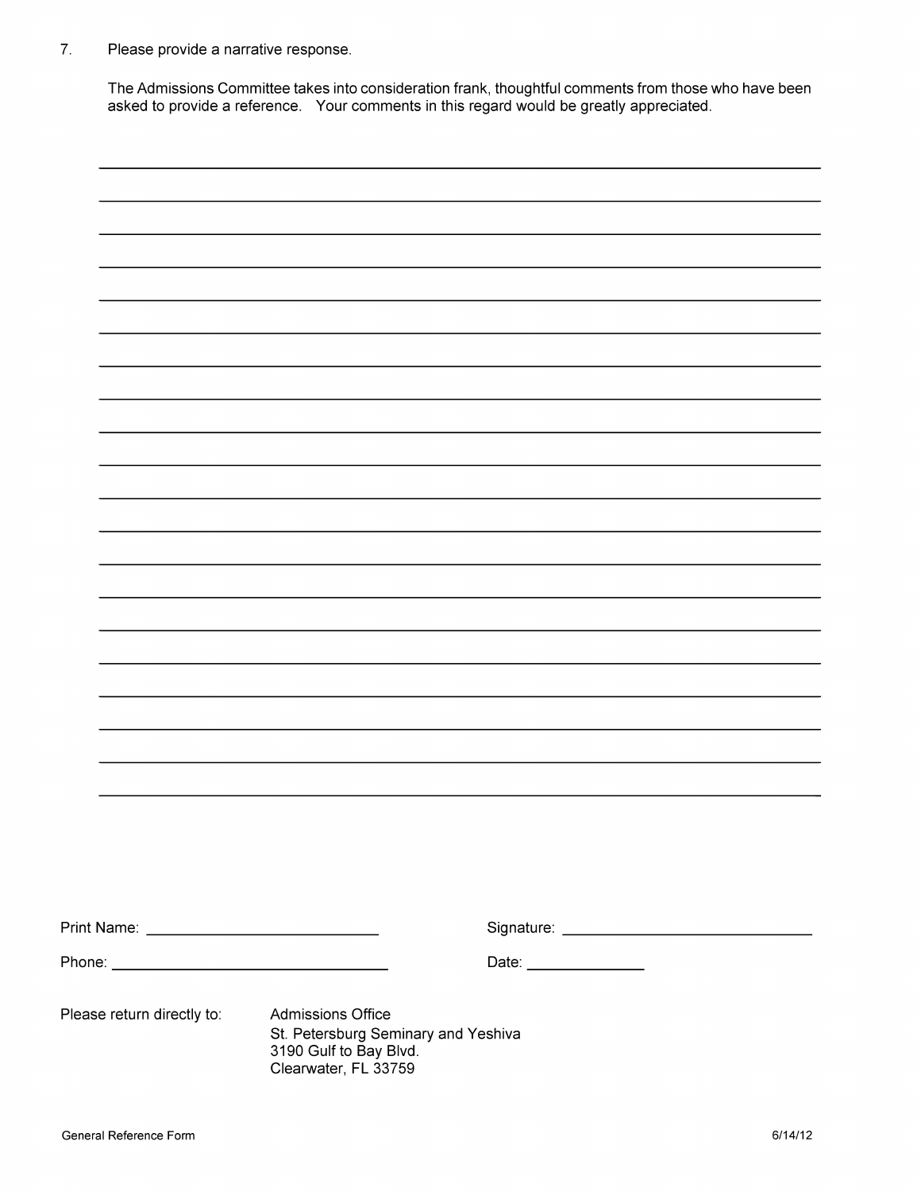7. Please provide a narrative response.

   The Admissions Committee takes into consideration frank, thoughtful comments from those who have been asked to provide a reference. Your comments in this regard would be greatly appreciated.

______________________________________________________________________________

______________________________________________________________________________

______________________________________________________________________________

______________________________________________________________________________

______________________________________________________________________________

______________________________________________________________________________

______________________________________________________________________________

______________________________________________________________________________

______________________________________________________________________________

______________________________________________________________________________

______________________________________________________________________________

______________________________________________________________________________

______________________________________________________________________________

______________________________________________________________________________

______________________________________________________________________________

______________________________________________________________________________

______________________________________________________________________________

______________________________________________________________________________

______________________________________________________________________________

______________________________________________________________________________

Print Name: ___________________________ Signature: ____________________________

Phone: ________________________________ Date: _____________

Please return directly to: Admissions Office
St. Petersburg Seminary and Yeshiva
3190 Gulf to Bay Blvd.
Clearwater, FL 33759

General Reference Form 6/14/12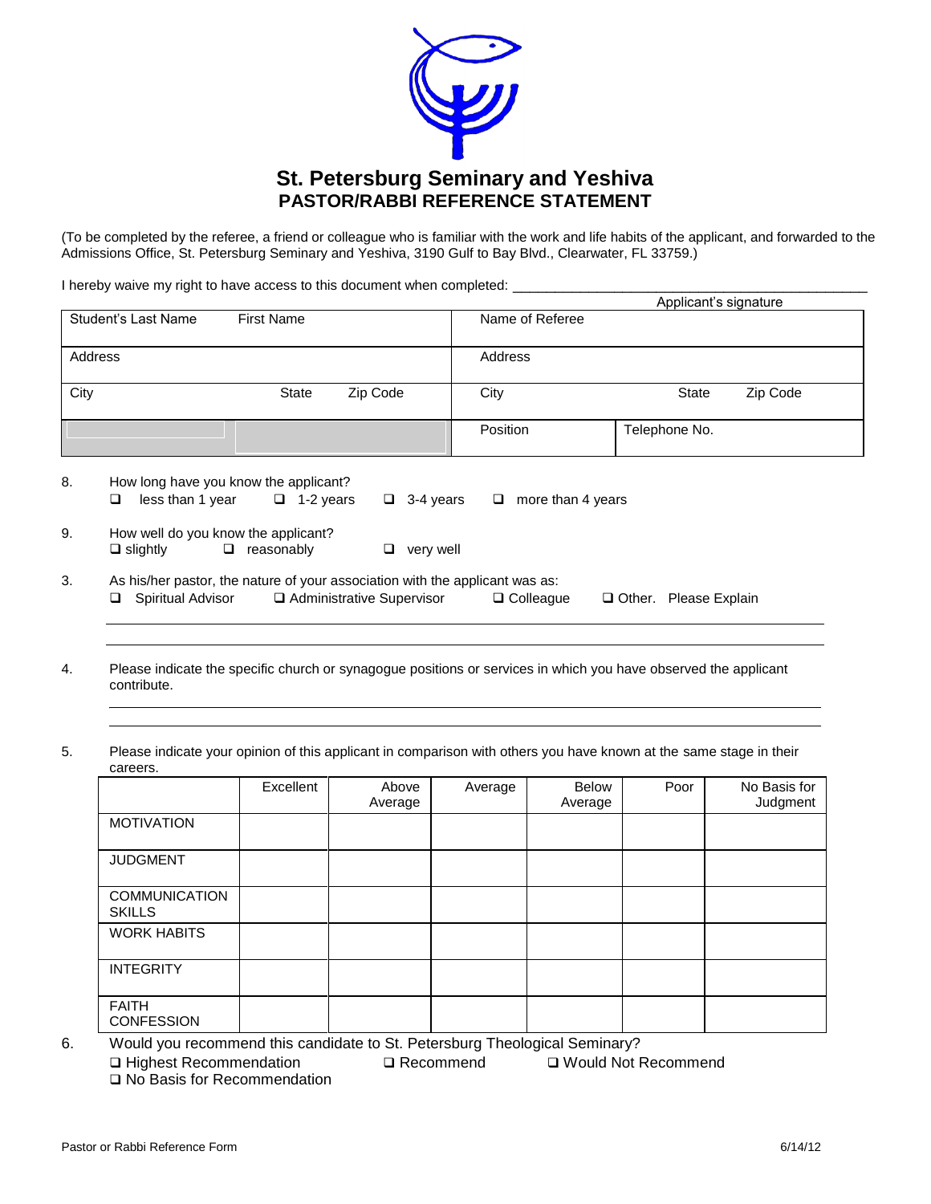# St. Petersburg Seminary and Yeshiva

## PASTOR/RABBI REFERENCE STATEMENT

(To be completed by the referee, a friend or colleague who is familiar with the work and life habits of the applicant, and forwarded to the Admissions Office, St. Petersburg Seminary and Yeshiva, 3190 Gulf to Bay Blvd., Clearwater, FL 33759.)

I hereby waive my right to have access to this document when completed: ______________________________________________
Applicant's signature

| Student's Last Name First Name | | Name of Referee | |
|---|---|---|---|
| Address | | Address | |
| City State Zip Code | | City State Zip Code | |
| | | Position | Telephone No. |

8. How long have you know the applicant?
❑ less than 1 year ❑ 1-2 years ❑ 3-4 years ❑ more than 4 years

9. How well do you know the applicant?
❑ slightly ❑ reasonably ❑ very well

3. As his/her pastor, the nature of your association with the applicant was as:
❑ Spiritual Advisor ❑ Administrative Supervisor ❑ Colleague ❑ Other. Please Explain
______________________________________________
______________________________________________

4. Please indicate the specific church or synagogue positions or services in which you have observed the applicant contribute.
______________________________________________
______________________________________________

5. Please indicate your opinion of this applicant in comparison with others you have known at the same stage in their careers.

| | Excellent | Above Average | Average | Below Average | Poor | No Basis for Judgment |
|---|---|---|---|---|---|---|
| MOTIVATION | | | | | | |
| JUDGMENT | | | | | | |
| COMMUNICATION SKILLS | | | | | | |
| WORK HABITS | | | | | | |
| INTEGRITY | | | | | | |
| FAITH CONFESSION | | | | | | |

6. Would you recommend this candidate to St. Petersburg Theological Seminary?
❑ Highest Recommendation ❑ Recommend ❑ Would Not Recommend
❑ No Basis for Recommendation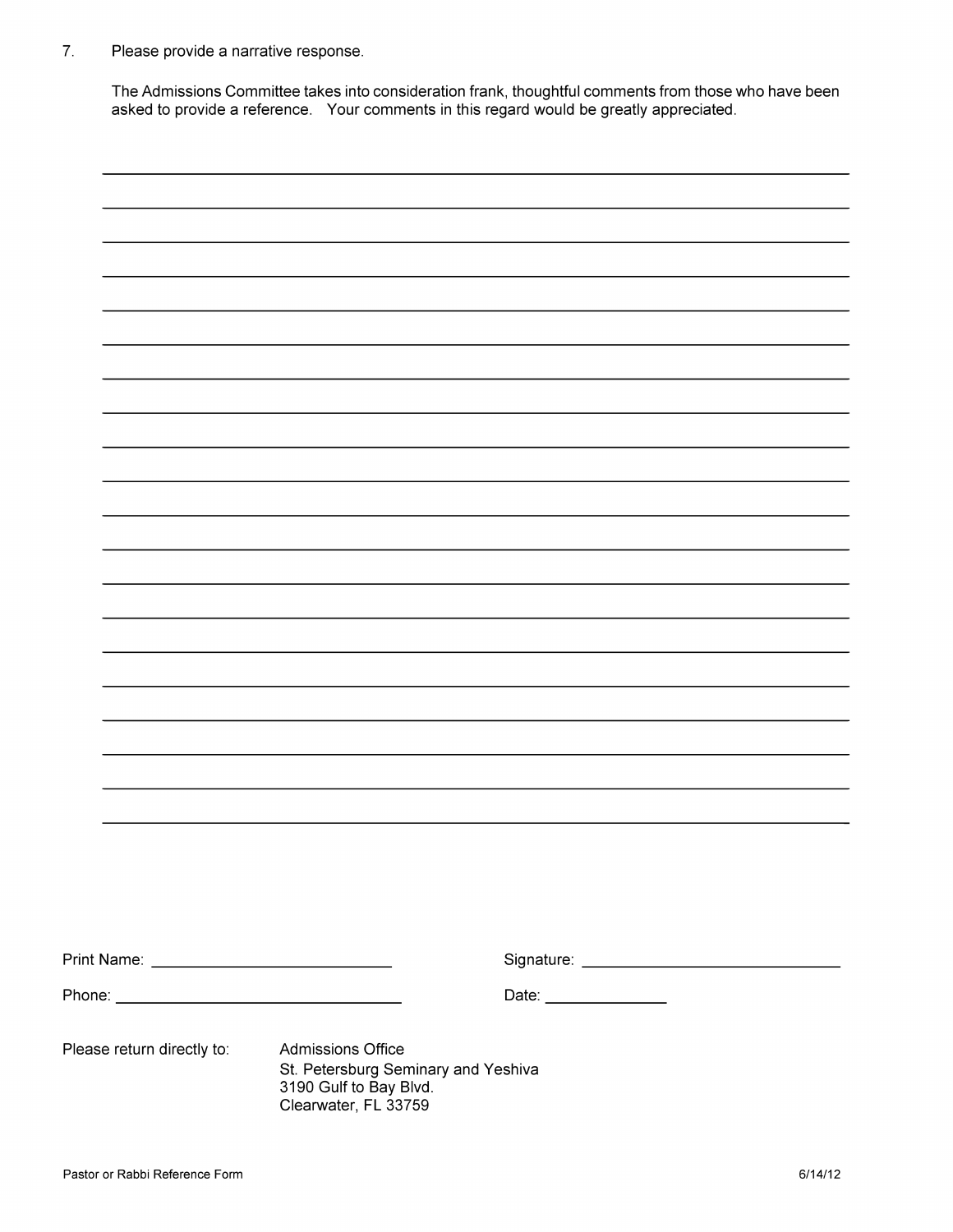7. Please provide a narrative response.

   The Admissions Committee takes into consideration frank, thoughtful comments from those who have been asked to provide a reference. Your comments in this regard would be greatly appreciated.

   \_\_\_\_\_\_\_\_\_\_\_\_\_\_\_\_\_\_\_\_\_\_\_\_\_\_\_\_\_\_\_\_\_\_\_\_\_\_\_\_\_\_\_\_\_\_\_\_\_\_\_\_\_\_\_\_\_\_\_\_\_\_\_\_\_\_\_\_\_\_\_\_\_\_

   \_\_\_\_\_\_\_\_\_\_\_\_\_\_\_\_\_\_\_\_\_\_\_\_\_\_\_\_\_\_\_\_\_\_\_\_\_\_\_\_\_\_\_\_\_\_\_\_\_\_\_\_\_\_\_\_\_\_\_\_\_\_\_\_\_\_\_\_\_\_\_\_\_\_

   \_\_\_\_\_\_\_\_\_\_\_\_\_\_\_\_\_\_\_\_\_\_\_\_\_\_\_\_\_\_\_\_\_\_\_\_\_\_\_\_\_\_\_\_\_\_\_\_\_\_\_\_\_\_\_\_\_\_\_\_\_\_\_\_\_\_\_\_\_\_\_\_\_\_

   \_\_\_\_\_\_\_\_\_\_\_\_\_\_\_\_\_\_\_\_\_\_\_\_\_\_\_\_\_\_\_\_\_\_\_\_\_\_\_\_\_\_\_\_\_\_\_\_\_\_\_\_\_\_\_\_\_\_\_\_\_\_\_\_\_\_\_\_\_\_\_\_\_\_

   \_\_\_\_\_\_\_\_\_\_\_\_\_\_\_\_\_\_\_\_\_\_\_\_\_\_\_\_\_\_\_\_\_\_\_\_\_\_\_\_\_\_\_\_\_\_\_\_\_\_\_\_\_\_\_\_\_\_\_\_\_\_\_\_\_\_\_\_\_\_\_\_\_\_

   \_\_\_\_\_\_\_\_\_\_\_\_\_\_\_\_\_\_\_\_\_\_\_\_\_\_\_\_\_\_\_\_\_\_\_\_\_\_\_\_\_\_\_\_\_\_\_\_\_\_\_\_\_\_\_\_\_\_\_\_\_\_\_\_\_\_\_\_\_\_\_\_\_\_

   \_\_\_\_\_\_\_\_\_\_\_\_\_\_\_\_\_\_\_\_\_\_\_\_\_\_\_\_\_\_\_\_\_\_\_\_\_\_\_\_\_\_\_\_\_\_\_\_\_\_\_\_\_\_\_\_\_\_\_\_\_\_\_\_\_\_\_\_\_\_\_\_\_\_

   \_\_\_\_\_\_\_\_\_\_\_\_\_\_\_\_\_\_\_\_\_\_\_\_\_\_\_\_\_\_\_\_\_\_\_\_\_\_\_\_\_\_\_\_\_\_\_\_\_\_\_\_\_\_\_\_\_\_\_\_\_\_\_\_\_\_\_\_\_\_\_\_\_\_

   \_\_\_\_\_\_\_\_\_\_\_\_\_\_\_\_\_\_\_\_\_\_\_\_\_\_\_\_\_\_\_\_\_\_\_\_\_\_\_\_\_\_\_\_\_\_\_\_\_\_\_\_\_\_\_\_\_\_\_\_\_\_\_\_\_\_\_\_\_\_\_\_\_\_

   \_\_\_\_\_\_\_\_\_\_\_\_\_\_\_\_\_\_\_\_\_\_\_\_\_\_\_\_\_\_\_\_\_\_\_\_\_\_\_\_\_\_\_\_\_\_\_\_\_\_\_\_\_\_\_\_\_\_\_\_\_\_\_\_\_\_\_\_\_\_\_\_\_\_

   \_\_\_\_\_\_\_\_\_\_\_\_\_\_\_\_\_\_\_\_\_\_\_\_\_\_\_\_\_\_\_\_\_\_\_\_\_\_\_\_\_\_\_\_\_\_\_\_\_\_\_\_\_\_\_\_\_\_\_\_\_\_\_\_\_\_\_\_\_\_\_\_\_\_

   \_\_\_\_\_\_\_\_\_\_\_\_\_\_\_\_\_\_\_\_\_\_\_\_\_\_\_\_\_\_\_\_\_\_\_\_\_\_\_\_\_\_\_\_\_\_\_\_\_\_\_\_\_\_\_\_\_\_\_\_\_\_\_\_\_\_\_\_\_\_\_\_\_\_

   \_\_\_\_\_\_\_\_\_\_\_\_\_\_\_\_\_\_\_\_\_\_\_\_\_\_\_\_\_\_\_\_\_\_\_\_\_\_\_\_\_\_\_\_\_\_\_\_\_\_\_\_\_\_\_\_\_\_\_\_\_\_\_\_\_\_\_\_\_\_\_\_\_\_

   \_\_\_\_\_\_\_\_\_\_\_\_\_\_\_\_\_\_\_\_\_\_\_\_\_\_\_\_\_\_\_\_\_\_\_\_\_\_\_\_\_\_\_\_\_\_\_\_\_\_\_\_\_\_\_\_\_\_\_\_\_\_\_\_\_\_\_\_\_\_\_\_\_\_

   \_\_\_\_\_\_\_\_\_\_\_\_\_\_\_\_\_\_\_\_\_\_\_\_\_\_\_\_\_\_\_\_\_\_\_\_\_\_\_\_\_\_\_\_\_\_\_\_\_\_\_\_\_\_\_\_\_\_\_\_\_\_\_\_\_\_\_\_\_\_\_\_\_\_

   \_\_\_\_\_\_\_\_\_\_\_\_\_\_\_\_\_\_\_\_\_\_\_\_\_\_\_\_\_\_\_\_\_\_\_\_\_\_\_\_\_\_\_\_\_\_\_\_\_\_\_\_\_\_\_\_\_\_\_\_\_\_\_\_\_\_\_\_\_\_\_\_\_\_

   \_\_\_\_\_\_\_\_\_\_\_\_\_\_\_\_\_\_\_\_\_\_\_\_\_\_\_\_\_\_\_\_\_\_\_\_\_\_\_\_\_\_\_\_\_\_\_\_\_\_\_\_\_\_\_\_\_\_\_\_\_\_\_\_\_\_\_\_\_\_\_\_\_\_

   \_\_\_\_\_\_\_\_\_\_\_\_\_\_\_\_\_\_\_\_\_\_\_\_\_\_\_\_\_\_\_\_\_\_\_\_\_\_\_\_\_\_\_\_\_\_\_\_\_\_\_\_\_\_\_\_\_\_\_\_\_\_\_\_\_\_\_\_\_\_\_\_\_\_

   \_\_\_\_\_\_\_\_\_\_\_\_\_\_\_\_\_\_\_\_\_\_\_\_\_\_\_\_\_\_\_\_\_\_\_\_\_\_\_\_\_\_\_\_\_\_\_\_\_\_\_\_\_\_\_\_\_\_\_\_\_\_\_\_\_\_\_\_\_\_\_\_\_\_

   \_\_\_\_\_\_\_\_\_\_\_\_\_\_\_\_\_\_\_\_\_\_\_\_\_\_\_\_\_\_\_\_\_\_\_\_\_\_\_\_\_\_\_\_\_\_\_\_\_\_\_\_\_\_\_\_\_\_\_\_\_\_\_\_\_\_\_\_\_\_\_\_\_\_

Print Name: \_\_\_\_\_\_\_\_\_\_\_\_\_\_\_\_\_\_\_\_\_\_\_\_\_\_ Signature: \_\_\_\_\_\_\_\_\_\_\_\_\_\_\_\_\_\_\_\_\_\_\_\_\_\_\_

Phone: \_\_\_\_\_\_\_\_\_\_\_\_\_\_\_\_\_\_\_\_\_\_\_\_\_\_\_\_\_\_ Date: \_\_\_\_\_\_\_\_\_\_\_\_\_

Please return directly to:

Admissions Office
St. Petersburg Seminary and Yeshiva
3190 Gulf to Bay Blvd.
Clearwater, FL 33759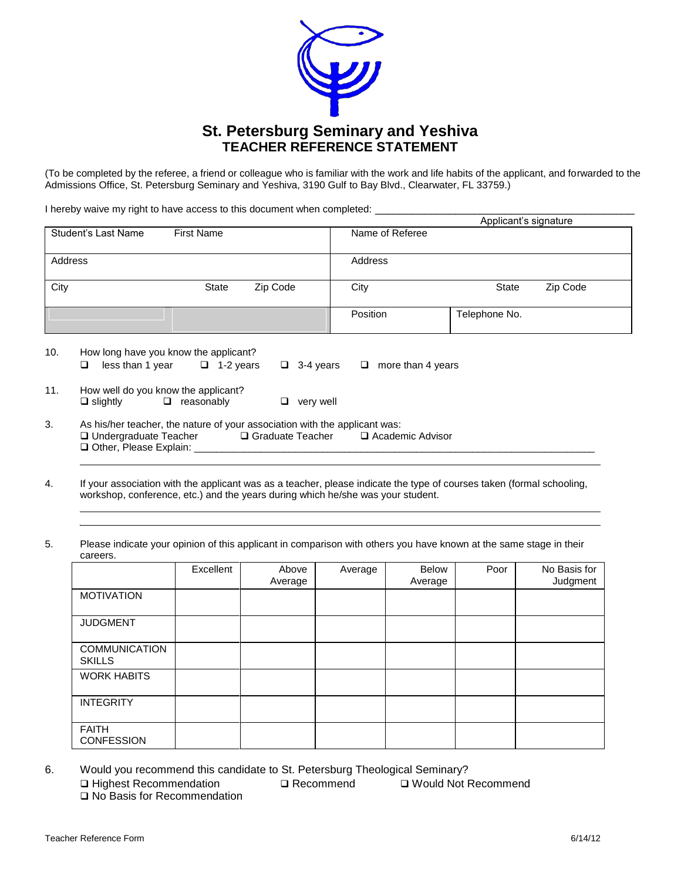# St. Petersburg Seminary and Yeshiva
## TEACHER REFERENCE STATEMENT

(To be completed by the referee, a friend or colleague who is familiar with the work and life habits of the applicant, and forwarded to the Admissions Office, St. Petersburg Seminary and Yeshiva, 3190 Gulf to Bay Blvd., Clearwater, FL 33759.)

I hereby waive my right to have access to this document when completed: ______________________________
Applicant's signature

| Student's Last Name | First Name | | Name of Referee | | |
|---|---|---|---|---|---|
| Address | | | Address | | |
| City | State | Zip Code | City | State | Zip Code |
| | | | Position | Telephone No. | |

10. How long have you know the applicant?
❑ less than 1 year ❑ 1-2 years ❑ 3-4 years ❑ more than 4 years

11. How well do you know the applicant?
❑ slightly ❑ reasonably ❑ very well

3. As his/her teacher, the nature of your association with the applicant was:
❑ Undergraduate Teacher ❑ Graduate Teacher ❑ Academic Advisor
❑ Other, Please Explain: ______________________________

4. If your association with the applicant was as a teacher, please indicate the type of courses taken (formal schooling, workshop, conference, etc.) and the years during which he/she was your student.

______________________________

______________________________

5. Please indicate your opinion of this applicant in comparison with others you have known at the same stage in their careers.

| | Excellent | Above Average | Average | Below Average | Poor | No Basis for Judgment |
|---|---|---|---|---|---|---|
| MOTIVATION | | | | | | |
| JUDGMENT | | | | | | |
| COMMUNICATION SKILLS | | | | | | |
| WORK HABITS | | | | | | |
| INTEGRITY | | | | | | |
| FAITH CONFESSION | | | | | | |

6. Would you recommend this candidate to St. Petersburg Theological Seminary?
❑ Highest Recommendation ❑ Recommend ❑ Would Not Recommend
❑ No Basis for Recommendation

Teacher Reference Form 6/14/12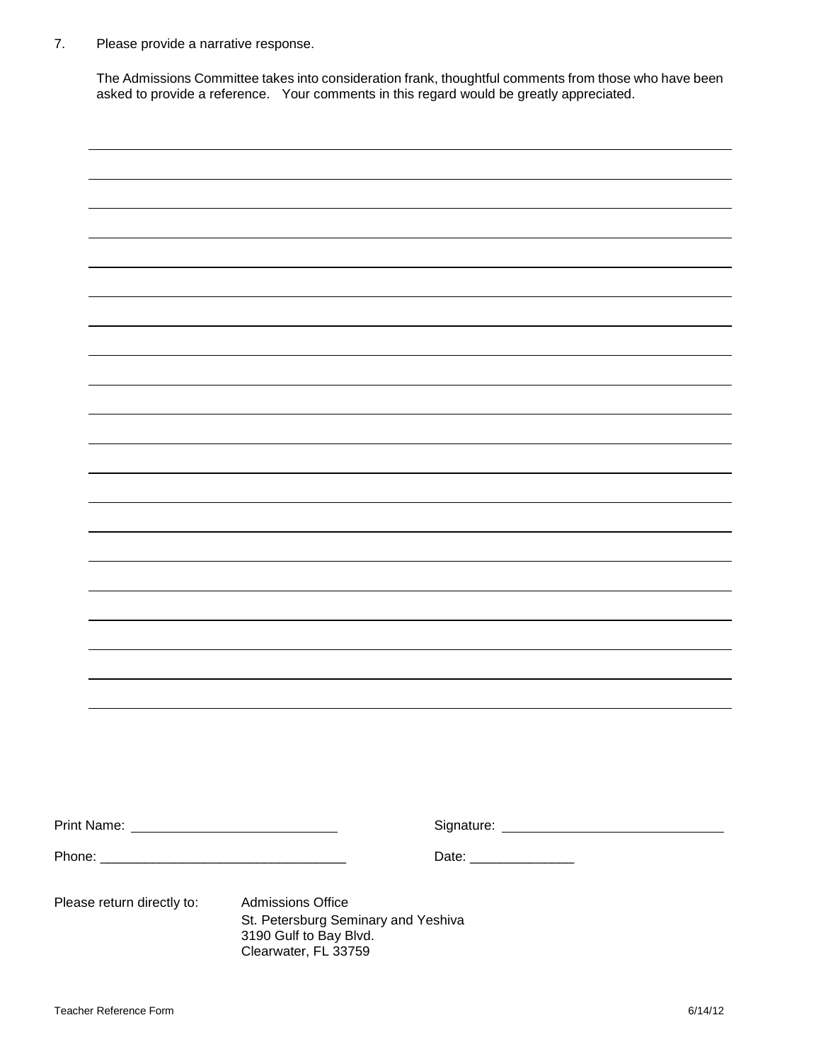7. Please provide a narrative response.

   The Admissions Committee takes into consideration frank, thoughtful comments from those who have been asked to provide a reference. Your comments in this regard would be greatly appreciated.

_______________________________________________________________________________

_______________________________________________________________________________

_______________________________________________________________________________

_______________________________________________________________________________

_______________________________________________________________________________

_______________________________________________________________________________

_______________________________________________________________________________

_______________________________________________________________________________

_______________________________________________________________________________

_______________________________________________________________________________

_______________________________________________________________________________

_______________________________________________________________________________

_______________________________________________________________________________

_______________________________________________________________________________

_______________________________________________________________________________

_______________________________________________________________________________

_______________________________________________________________________________

_______________________________________________________________________________

_______________________________________________________________________________

_______________________________________________________________________________

Print Name: ____________________________ Signature: ____________________________

Phone: ________________________________ Date: ______________

Please return directly to: Admissions Office
St. Petersburg Seminary and Yeshiva
3190 Gulf to Bay Blvd.
Clearwater, FL 33759

Teacher Reference Form 6/14/12